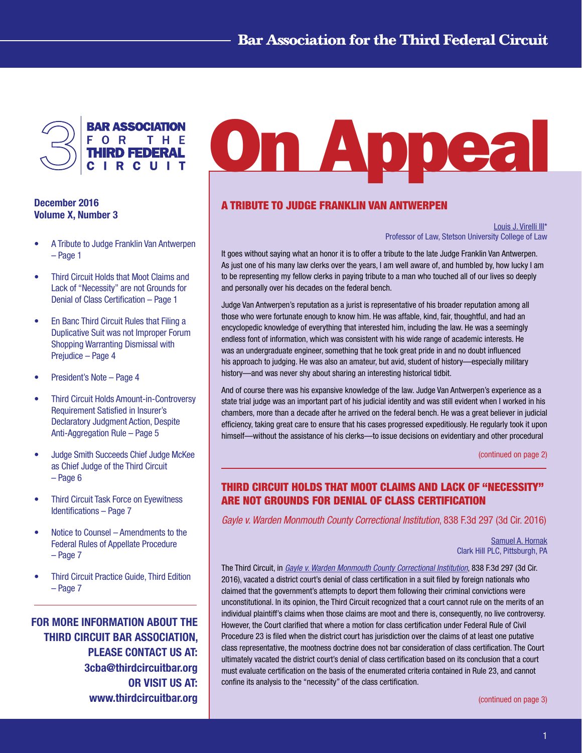# On Appeal

**Bar Association for the Third Federal Circuit**

**December 2016**
**Volume X, Number 3**

- A Tribute to Judge Franklin Van Antwerpen – Page 1
- Third Circuit Holds that Moot Claims and Lack of "Necessity" are not Grounds for Denial of Class Certification – Page 1
- En Banc Third Circuit Rules that Filing a Duplicative Suit was not Improper Forum Shopping Warranting Dismissal with Prejudice – Page 4
- President's Note – Page 4
- Third Circuit Holds Amount-in-Controversy Requirement Satisfied in Insurer's Declaratory Judgment Action, Despite Anti-Aggregation Rule – Page 5
- Judge Smith Succeeds Chief Judge McKee as Chief Judge of the Third Circuit – Page 6
- Third Circuit Task Force on Eyewitness Identifications – Page 7
- Notice to Counsel – Amendments to the Federal Rules of Appellate Procedure – Page 7
- Third Circuit Practice Guide, Third Edition – Page 7

**FOR MORE INFORMATION ABOUT THE THIRD CIRCUIT BAR ASSOCIATION, PLEASE CONTACT US AT: 3cba@thirdcircuitbar.org OR VISIT US AT: www.thirdcircuitbar.org**

## A TRIBUTE TO JUDGE FRANKLIN VAN ANTWERPEN

Louis J. Virelli III*
Professor of Law, Stetson University College of Law

It goes without saying what an honor it is to offer a tribute to the late Judge Franklin Van Antwerpen. As just one of his many law clerks over the years, I am well aware of, and humbled by, how lucky I am to be representing my fellow clerks in paying tribute to a man who touched all of our lives so deeply and personally over his decades on the federal bench.

Judge Van Antwerpen's reputation as a jurist is representative of his broader reputation among all those who were fortunate enough to know him. He was affable, kind, fair, thoughtful, and had an encyclopedic knowledge of everything that interested him, including the law. He was a seemingly endless font of information, which was consistent with his wide range of academic interests. He was an undergraduate engineer, something that he took great pride in and no doubt influenced his approach to judging. He was also an amateur, but avid, student of history—especially military history—and was never shy about sharing an interesting historical tidbit.

And of course there was his expansive knowledge of the law. Judge Van Antwerpen's experience as a state trial judge was an important part of his judicial identity and was still evident when I worked in his chambers, more than a decade after he arrived on the federal bench. He was a great believer in judicial efficiency, taking great care to ensure that his cases progressed expeditiously. He regularly took it upon himself—without the assistance of his clerks—to issue decisions on evidentiary and other procedural

(continued on page 2)

## THIRD CIRCUIT HOLDS THAT MOOT CLAIMS AND LACK OF "NECESSITY" ARE NOT GROUNDS FOR DENIAL OF CLASS CERTIFICATION

*Gayle v. Warden Monmouth County Correctional Institution*, 838 F.3d 297 (3d Cir. 2016)

Samuel A. Hornak
Clark Hill PLC, Pittsburgh, PA

The Third Circuit, in *Gayle v. Warden Monmouth County Correctional Institution*, 838 F.3d 297 (3d Cir. 2016), vacated a district court's denial of class certification in a suit filed by foreign nationals who claimed that the government's attempts to deport them following their criminal convictions were unconstitutional. In its opinion, the Third Circuit recognized that a court cannot rule on the merits of an individual plaintiff's claims when those claims are moot and there is, consequently, no live controversy. However, the Court clarified that where a motion for class certification under Federal Rule of Civil Procedure 23 is filed when the district court has jurisdiction over the claims of at least one putative class representative, the mootness doctrine does not bar consideration of class certification. The Court ultimately vacated the district court's denial of class certification based on its conclusion that a court must evaluate certification on the basis of the enumerated criteria contained in Rule 23, and cannot confine its analysis to the "necessity" of the class certification.

(continued on page 3)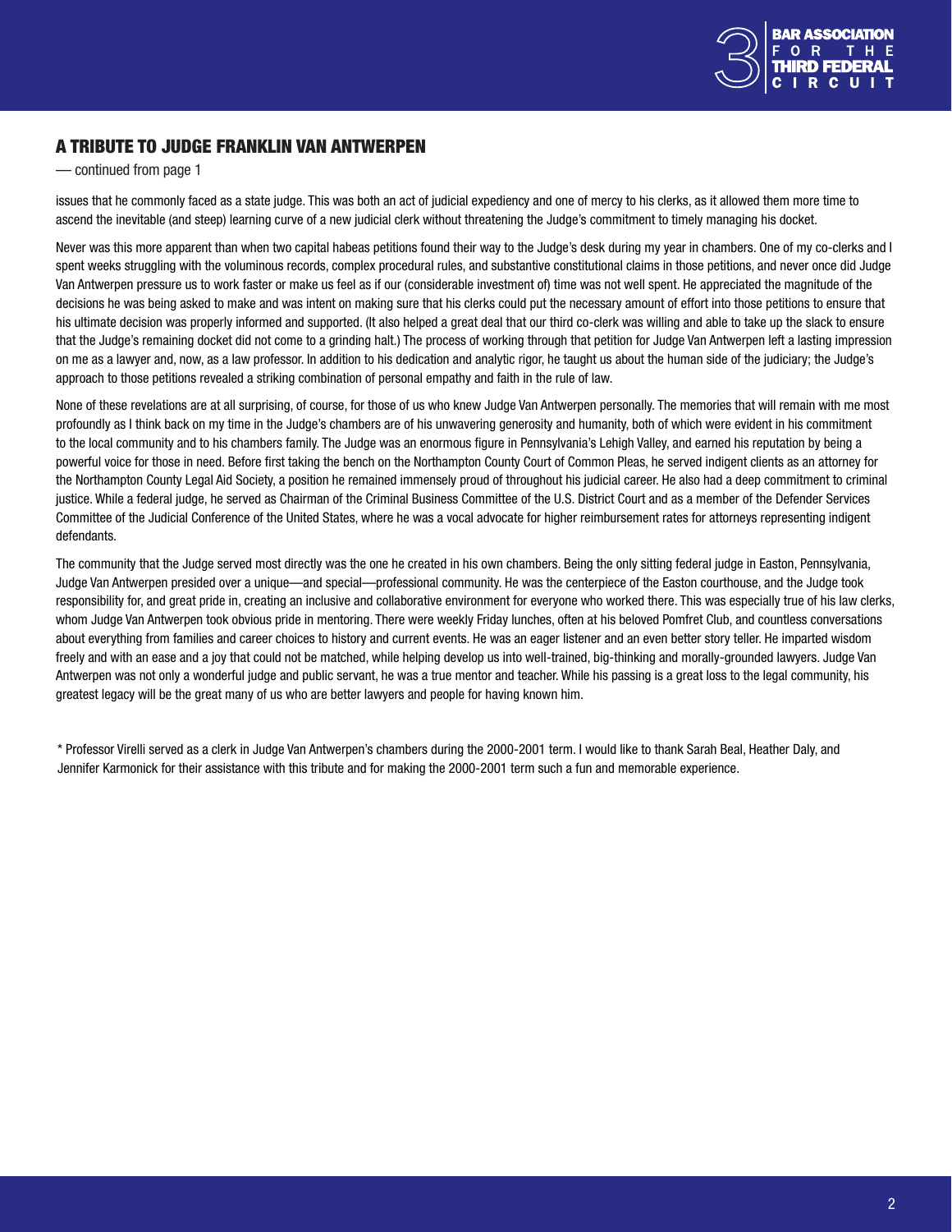## A TRIBUTE TO JUDGE FRANKLIN VAN ANTWERPEN

— continued from page 1

issues that he commonly faced as a state judge. This was both an act of judicial expediency and one of mercy to his clerks, as it allowed them more time to ascend the inevitable (and steep) learning curve of a new judicial clerk without threatening the Judge's commitment to timely managing his docket.

Never was this more apparent than when two capital habeas petitions found their way to the Judge's desk during my year in chambers. One of my co-clerks and I spent weeks struggling with the voluminous records, complex procedural rules, and substantive constitutional claims in those petitions, and never once did Judge Van Antwerpen pressure us to work faster or make us feel as if our (considerable investment of) time was not well spent. He appreciated the magnitude of the decisions he was being asked to make and was intent on making sure that his clerks could put the necessary amount of effort into those petitions to ensure that his ultimate decision was properly informed and supported. (It also helped a great deal that our third co-clerk was willing and able to take up the slack to ensure that the Judge's remaining docket did not come to a grinding halt.) The process of working through that petition for Judge Van Antwerpen left a lasting impression on me as a lawyer and, now, as a law professor. In addition to his dedication and analytic rigor, he taught us about the human side of the judiciary; the Judge's approach to those petitions revealed a striking combination of personal empathy and faith in the rule of law.

None of these revelations are at all surprising, of course, for those of us who knew Judge Van Antwerpen personally. The memories that will remain with me most profoundly as I think back on my time in the Judge's chambers are of his unwavering generosity and humanity, both of which were evident in his commitment to the local community and to his chambers family. The Judge was an enormous figure in Pennsylvania's Lehigh Valley, and earned his reputation by being a powerful voice for those in need. Before first taking the bench on the Northampton County Court of Common Pleas, he served indigent clients as an attorney for the Northampton County Legal Aid Society, a position he remained immensely proud of throughout his judicial career. He also had a deep commitment to criminal justice. While a federal judge, he served as Chairman of the Criminal Business Committee of the U.S. District Court and as a member of the Defender Services Committee of the Judicial Conference of the United States, where he was a vocal advocate for higher reimbursement rates for attorneys representing indigent defendants.

The community that the Judge served most directly was the one he created in his own chambers. Being the only sitting federal judge in Easton, Pennsylvania, Judge Van Antwerpen presided over a unique—and special—professional community. He was the centerpiece of the Easton courthouse, and the Judge took responsibility for, and great pride in, creating an inclusive and collaborative environment for everyone who worked there. This was especially true of his law clerks, whom Judge Van Antwerpen took obvious pride in mentoring. There were weekly Friday lunches, often at his beloved Pomfret Club, and countless conversations about everything from families and career choices to history and current events. He was an eager listener and an even better story teller. He imparted wisdom freely and with an ease and a joy that could not be matched, while helping develop us into well-trained, big-thinking and morally-grounded lawyers. Judge Van Antwerpen was not only a wonderful judge and public servant, he was a true mentor and teacher. While his passing is a great loss to the legal community, his greatest legacy will be the great many of us who are better lawyers and people for having known him.

* Professor Virelli served as a clerk in Judge Van Antwerpen's chambers during the 2000-2001 term. I would like to thank Sarah Beal, Heather Daly, and Jennifer Karmonick for their assistance with this tribute and for making the 2000-2001 term such a fun and memorable experience.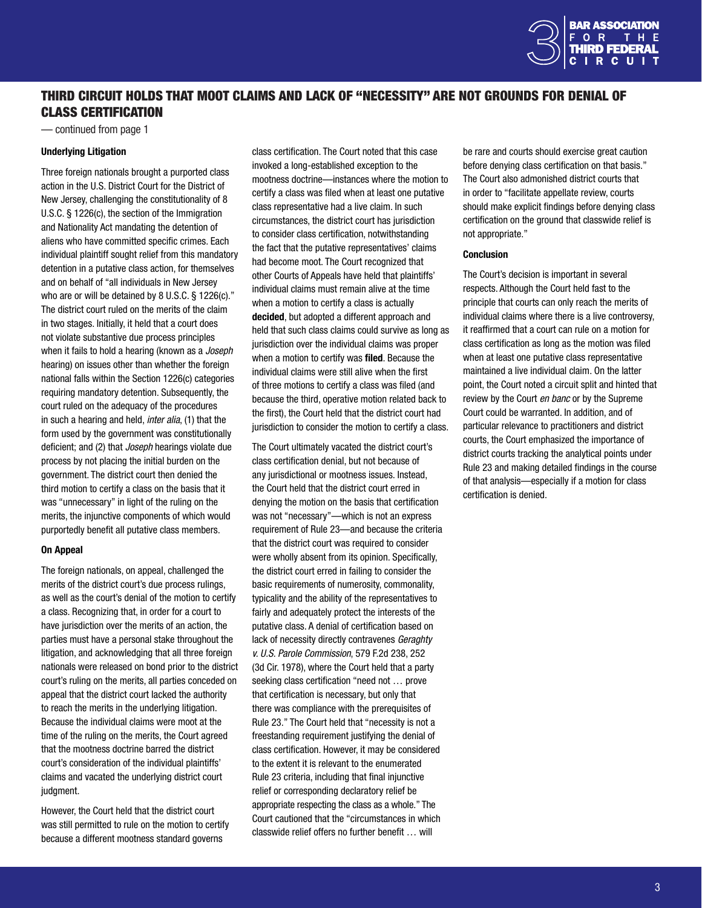## THIRD CIRCUIT HOLDS THAT MOOT CLAIMS AND LACK OF "NECESSITY" ARE NOT GROUNDS FOR DENIAL OF CLASS CERTIFICATION

— continued from page 1

### Underlying Litigation

Three foreign nationals brought a purported class action in the U.S. District Court for the District of New Jersey, challenging the constitutionality of 8 U.S.C. § 1226(c), the section of the Immigration and Nationality Act mandating the detention of aliens who have committed specific crimes. Each individual plaintiff sought relief from this mandatory detention in a putative class action, for themselves and on behalf of "all individuals in New Jersey who are or will be detained by 8 U.S.C. § 1226(c)." The district court ruled on the merits of the claim in two stages. Initially, it held that a court does not violate substantive due process principles when it fails to hold a hearing (known as a *Joseph* hearing) on issues other than whether the foreign national falls within the Section 1226(c) categories requiring mandatory detention. Subsequently, the court ruled on the adequacy of the procedures in such a hearing and held, *inter alia*, (1) that the form used by the government was constitutionally deficient; and (2) that *Joseph* hearings violate due process by not placing the initial burden on the government. The district court then denied the third motion to certify a class on the basis that it was "unnecessary" in light of the ruling on the merits, the injunctive components of which would purportedly benefit all putative class members.

### On Appeal

The foreign nationals, on appeal, challenged the merits of the district court's due process rulings, as well as the court's denial of the motion to certify a class. Recognizing that, in order for a court to have jurisdiction over the merits of an action, the parties must have a personal stake throughout the litigation, and acknowledging that all three foreign nationals were released on bond prior to the district court's ruling on the merits, all parties conceded on appeal that the district court lacked the authority to reach the merits in the underlying litigation. Because the individual claims were moot at the time of the ruling on the merits, the Court agreed that the mootness doctrine barred the district court's consideration of the individual plaintiffs' claims and vacated the underlying district court judgment.

However, the Court held that the district court was still permitted to rule on the motion to certify because a different mootness standard governs class certification. The Court noted that this case invoked a long-established exception to the mootness doctrine—instances where the motion to certify a class was filed when at least one putative class representative had a live claim. In such circumstances, the district court has jurisdiction to consider class certification, notwithstanding the fact that the putative representatives' claims had become moot. The Court recognized that other Courts of Appeals have held that plaintiffs' individual claims must remain alive at the time when a motion to certify a class is actually **decided**, but adopted a different approach and held that such class claims could survive as long as jurisdiction over the individual claims was proper when a motion to certify was **filed**. Because the individual claims were still alive when the first of three motions to certify a class was filed (and because the third, operative motion related back to the first), the Court held that the district court had jurisdiction to consider the motion to certify a class.

The Court ultimately vacated the district court's class certification denial, but not because of any jurisdictional or mootness issues. Instead, the Court held that the district court erred in denying the motion on the basis that certification was not "necessary"—which is not an express requirement of Rule 23—and because the criteria that the district court was required to consider were wholly absent from its opinion. Specifically, the district court erred in failing to consider the basic requirements of numerosity, commonality, typicality and the ability of the representatives to fairly and adequately protect the interests of the putative class. A denial of certification based on lack of necessity directly contravenes *Geraghty v. U.S. Parole Commission*, 579 F.2d 238, 252 (3d Cir. 1978), where the Court held that a party seeking class certification "need not … prove that certification is necessary, but only that there was compliance with the prerequisites of Rule 23." The Court held that "necessity is not a freestanding requirement justifying the denial of class certification. However, it may be considered to the extent it is relevant to the enumerated Rule 23 criteria, including that final injunctive relief or corresponding declaratory relief be appropriate respecting the class as a whole." The Court cautioned that the "circumstances in which classwide relief offers no further benefit … will be rare and courts should exercise great caution before denying class certification on that basis." The Court also admonished district courts that in order to "facilitate appellate review, courts should make explicit findings before denying class certification on the ground that classwide relief is not appropriate."

### Conclusion

The Court's decision is important in several respects. Although the Court held fast to the principle that courts can only reach the merits of individual claims where there is a live controversy, it reaffirmed that a court can rule on a motion for class certification as long as the motion was filed when at least one putative class representative maintained a live individual claim. On the latter point, the Court noted a circuit split and hinted that review by the Court *en banc* or by the Supreme Court could be warranted. In addition, and of particular relevance to practitioners and district courts, the Court emphasized the importance of district courts tracking the analytical points under Rule 23 and making detailed findings in the course of that analysis—especially if a motion for class certification is denied.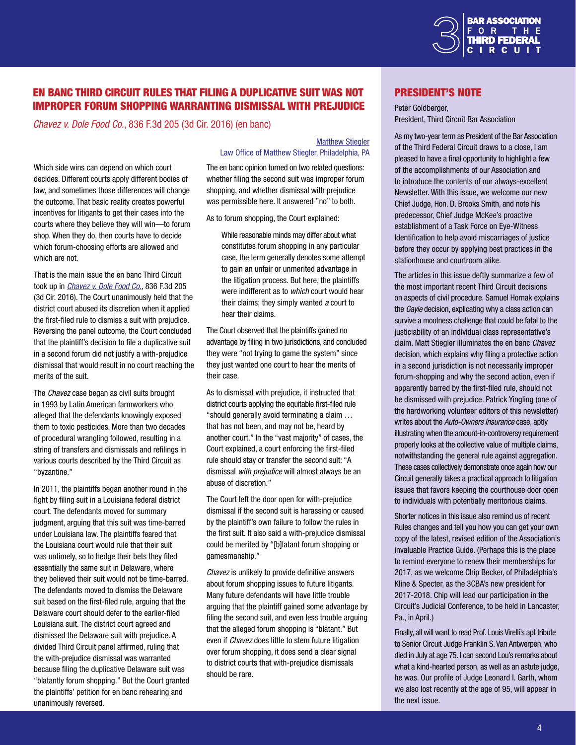## EN BANC THIRD CIRCUIT RULES THAT FILING A DUPLICATIVE SUIT WAS NOT IMPROPER FORUM SHOPPING WARRANTING DISMISSAL WITH PREJUDICE

*Chavez v. Dole Food Co.*, 836 F.3d 205 (3d Cir. 2016) (en banc)

Matthew Stiegler
Law Office of Matthew Stiegler, Philadelphia, PA

Which side wins can depend on which court decides. Different courts apply different bodies of law, and sometimes those differences will change the outcome. That basic reality creates powerful incentives for litigants to get their cases into the courts where they believe they will win—to forum shop. When they do, then courts have to decide which forum-choosing efforts are allowed and which are not.

That is the main issue the en banc Third Circuit took up in *Chavez v. Dole Food Co.*, 836 F.3d 205 (3d Cir. 2016). The Court unanimously held that the district court abused its discretion when it applied the first-filed rule to dismiss a suit with prejudice. Reversing the panel outcome, the Court concluded that the plaintiff's decision to file a duplicative suit in a second forum did not justify a with-prejudice dismissal that would result in no court reaching the merits of the suit.

The *Chavez* case began as civil suits brought in 1993 by Latin American farmworkers who alleged that the defendants knowingly exposed them to toxic pesticides. More than two decades of procedural wrangling followed, resulting in a string of transfers and dismissals and refilings in various courts described by the Third Circuit as "byzantine."

In 2011, the plaintiffs began another round in the fight by filing suit in a Louisiana federal district court. The defendants moved for summary judgment, arguing that this suit was time-barred under Louisiana law. The plaintiffs feared that the Louisiana court would rule that their suit was untimely, so to hedge their bets they filed essentially the same suit in Delaware, where they believed their suit would not be time-barred. The defendants moved to dismiss the Delaware suit based on the first-filed rule, arguing that the Delaware court should defer to the earlier-filed Louisiana suit. The district court agreed and dismissed the Delaware suit with prejudice. A divided Third Circuit panel affirmed, ruling that the with-prejudice dismissal was warranted because filing the duplicative Delaware suit was "blatantly forum shopping." But the Court granted the plaintiffs' petition for en banc rehearing and unanimously reversed.

The en banc opinion turned on two related questions: whether filing the second suit was improper forum shopping, and whether dismissal with prejudice was permissible here. It answered "no" to both.

As to forum shopping, the Court explained:

> While reasonable minds may differ about what constitutes forum shopping in any particular case, the term generally denotes some attempt to gain an unfair or unmerited advantage in the litigation process. But here, the plaintiffs were indifferent as to *which* court would hear their claims; they simply wanted *a* court to hear their claims.

The Court observed that the plaintiffs gained no advantage by filing in two jurisdictions, and concluded they were "not trying to game the system" since they just wanted one court to hear the merits of their case.

As to dismissal with prejudice, it instructed that district courts applying the equitable first-filed rule "should generally avoid terminating a claim … that has not been, and may not be, heard by another court." In the "vast majority" of cases, the Court explained, a court enforcing the first-filed rule should stay or transfer the second suit: "A dismissal *with prejudice* will almost always be an abuse of discretion."

The Court left the door open for with-prejudice dismissal if the second suit is harassing or caused by the plaintiff's own failure to follow the rules in the first suit. It also said a with-prejudice dismissal could be merited by "[b]latant forum shopping or gamesmanship."

*Chavez* is unlikely to provide definitive answers about forum shopping issues to future litigants. Many future defendants will have little trouble arguing that the plaintiff gained some advantage by filing the second suit, and even less trouble arguing that the alleged forum shopping is "blatant." But even if *Chavez* does little to stem future litigation over forum shopping, it does send a clear signal to district courts that with-prejudice dismissals should be rare.

## PRESIDENT'S NOTE

Peter Goldberger,
President, Third Circuit Bar Association

As my two-year term as President of the Bar Association of the Third Federal Circuit draws to a close, I am pleased to have a final opportunity to highlight a few of the accomplishments of our Association and to introduce the contents of our always-excellent Newsletter. With this issue, we welcome our new Chief Judge, Hon. D. Brooks Smith, and note his predecessor, Chief Judge McKee's proactive establishment of a Task Force on Eye-Witness Identification to help avoid miscarriages of justice before they occur by applying best practices in the stationhouse and courtroom alike.

The articles in this issue deftly summarize a few of the most important recent Third Circuit decisions on aspects of civil procedure. Samuel Hornak explains the *Gayle* decision, explicating why a class action can survive a mootness challenge that could be fatal to the justiciability of an individual class representative's claim. Matt Stiegler illuminates the en banc *Chavez* decision, which explains why filing a protective action in a second jurisdiction is not necessarily improper forum-shopping and why the second action, even if apparently barred by the first-filed rule, should not be dismissed with prejudice. Patrick Yingling (one of the hardworking volunteer editors of this newsletter) writes about the *Auto-Owners Insurance* case, aptly illustrating when the amount-in-controversy requirement properly looks at the collective value of multiple claims, notwithstanding the general rule against aggregation. These cases collectively demonstrate once again how our Circuit generally takes a practical approach to litigation issues that favors keeping the courthouse door open to individuals with potentially meritorious claims.

Shorter notices in this issue also remind us of recent Rules changes and tell you how you can get your own copy of the latest, revised edition of the Association's invaluable Practice Guide. (Perhaps this is the place to remind everyone to renew their memberships for 2017, as we welcome Chip Becker, of Philadelphia's Kline & Specter, as the 3CBA's new president for 2017-2018. Chip will lead our participation in the Circuit's Judicial Conference, to be held in Lancaster, Pa., in April.)

Finally, all will want to read Prof. Louis Virelli's apt tribute to Senior Circuit Judge Franklin S. Van Antwerpen, who died in July at age 75. I can second Lou's remarks about what a kind-hearted person, as well as an astute judge, he was. Our profile of Judge Leonard I. Garth, whom we also lost recently at the age of 95, will appear in the next issue.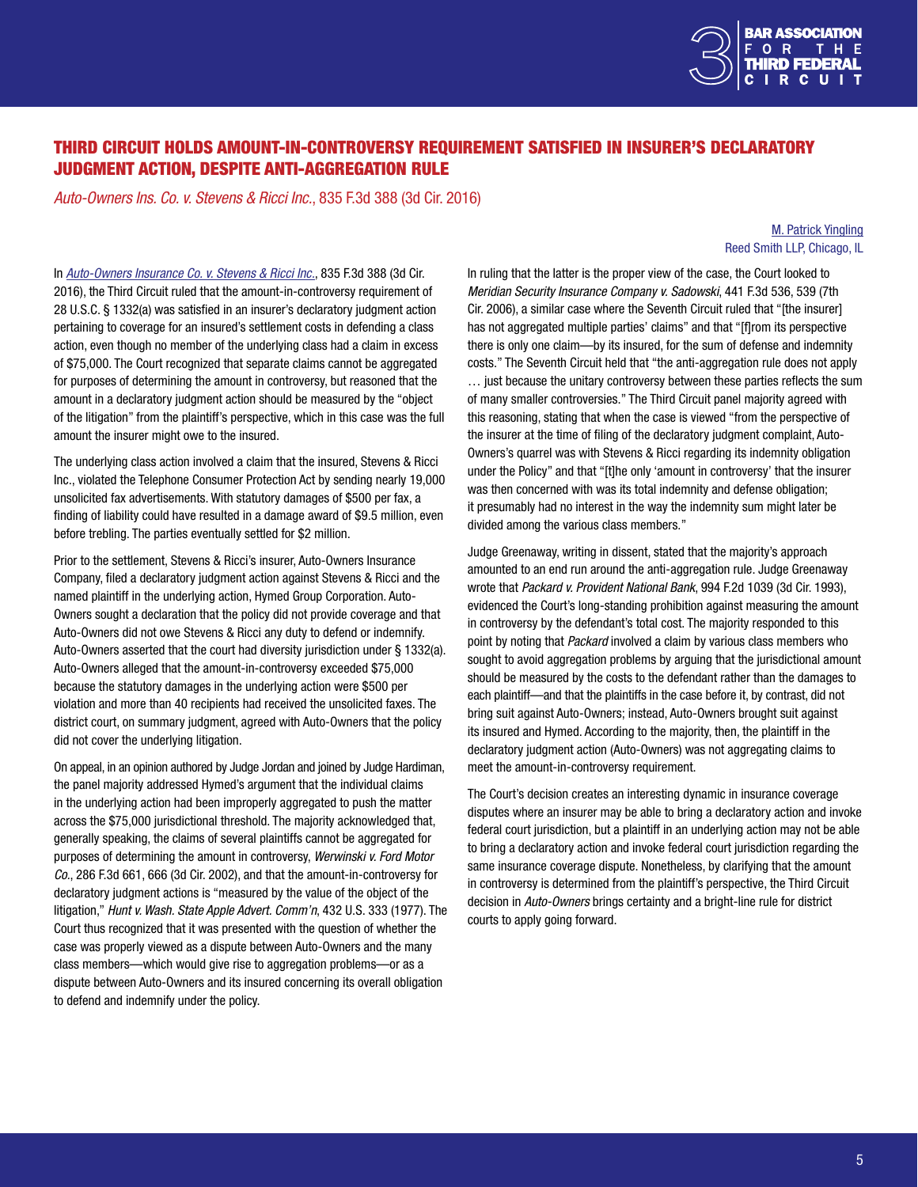## THIRD CIRCUIT HOLDS AMOUNT-IN-CONTROVERSY REQUIREMENT SATISFIED IN INSURER'S DECLARATORY JUDGMENT ACTION, DESPITE ANTI-AGGREGATION RULE

*Auto-Owners Ins. Co. v. Stevens & Ricci Inc.*, 835 F.3d 388 (3d Cir. 2016)

M. Patrick Yingling
Reed Smith LLP, Chicago, IL

In *Auto-Owners Insurance Co. v. Stevens & Ricci Inc.*, 835 F.3d 388 (3d Cir. 2016), the Third Circuit ruled that the amount-in-controversy requirement of 28 U.S.C. § 1332(a) was satisfied in an insurer's declaratory judgment action pertaining to coverage for an insured's settlement costs in defending a class action, even though no member of the underlying class had a claim in excess of $75,000. The Court recognized that separate claims cannot be aggregated for purposes of determining the amount in controversy, but reasoned that the amount in a declaratory judgment action should be measured by the "object of the litigation" from the plaintiff's perspective, which in this case was the full amount the insurer might owe to the insured.

The underlying class action involved a claim that the insured, Stevens & Ricci Inc., violated the Telephone Consumer Protection Act by sending nearly 19,000 unsolicited fax advertisements. With statutory damages of $500 per fax, a finding of liability could have resulted in a damage award of $9.5 million, even before trebling. The parties eventually settled for $2 million.

Prior to the settlement, Stevens & Ricci's insurer, Auto-Owners Insurance Company, filed a declaratory judgment action against Stevens & Ricci and the named plaintiff in the underlying action, Hymed Group Corporation. Auto-Owners sought a declaration that the policy did not provide coverage and that Auto-Owners did not owe Stevens & Ricci any duty to defend or indemnify. Auto-Owners asserted that the court had diversity jurisdiction under § 1332(a). Auto-Owners alleged that the amount-in-controversy exceeded $75,000 because the statutory damages in the underlying action were $500 per violation and more than 40 recipients had received the unsolicited faxes. The district court, on summary judgment, agreed with Auto-Owners that the policy did not cover the underlying litigation.

On appeal, in an opinion authored by Judge Jordan and joined by Judge Hardiman, the panel majority addressed Hymed's argument that the individual claims in the underlying action had been improperly aggregated to push the matter across the $75,000 jurisdictional threshold. The majority acknowledged that, generally speaking, the claims of several plaintiffs cannot be aggregated for purposes of determining the amount in controversy, *Werwinski v. Ford Motor Co.*, 286 F.3d 661, 666 (3d Cir. 2002), and that the amount-in-controversy for declaratory judgment actions is "measured by the value of the object of the litigation," *Hunt v. Wash. State Apple Advert. Comm'n*, 432 U.S. 333 (1977). The Court thus recognized that it was presented with the question of whether the case was properly viewed as a dispute between Auto-Owners and the many class members—which would give rise to aggregation problems—or as a dispute between Auto-Owners and its insured concerning its overall obligation to defend and indemnify under the policy.

In ruling that the latter is the proper view of the case, the Court looked to *Meridian Security Insurance Company v. Sadowski*, 441 F.3d 536, 539 (7th Cir. 2006), a similar case where the Seventh Circuit ruled that "[the insurer] has not aggregated multiple parties' claims" and that "[f]rom its perspective there is only one claim—by its insured, for the sum of defense and indemnity costs." The Seventh Circuit held that "the anti-aggregation rule does not apply … just because the unitary controversy between these parties reflects the sum of many smaller controversies." The Third Circuit panel majority agreed with this reasoning, stating that when the case is viewed "from the perspective of the insurer at the time of filing of the declaratory judgment complaint, Auto-Owners's quarrel was with Stevens & Ricci regarding its indemnity obligation under the Policy" and that "[t]he only 'amount in controversy' that the insurer was then concerned with was its total indemnity and defense obligation; it presumably had no interest in the way the indemnity sum might later be divided among the various class members."

Judge Greenaway, writing in dissent, stated that the majority's approach amounted to an end run around the anti-aggregation rule. Judge Greenaway wrote that *Packard v. Provident National Bank*, 994 F.2d 1039 (3d Cir. 1993), evidenced the Court's long-standing prohibition against measuring the amount in controversy by the defendant's total cost. The majority responded to this point by noting that *Packard* involved a claim by various class members who sought to avoid aggregation problems by arguing that the jurisdictional amount should be measured by the costs to the defendant rather than the damages to each plaintiff—and that the plaintiffs in the case before it, by contrast, did not bring suit against Auto-Owners; instead, Auto-Owners brought suit against its insured and Hymed. According to the majority, then, the plaintiff in the declaratory judgment action (Auto-Owners) was not aggregating claims to meet the amount-in-controversy requirement.

The Court's decision creates an interesting dynamic in insurance coverage disputes where an insurer may be able to bring a declaratory action and invoke federal court jurisdiction, but a plaintiff in an underlying action may not be able to bring a declaratory action and invoke federal court jurisdiction regarding the same insurance coverage dispute. Nonetheless, by clarifying that the amount in controversy is determined from the plaintiff's perspective, the Third Circuit decision in *Auto-Owners* brings certainty and a bright-line rule for district courts to apply going forward.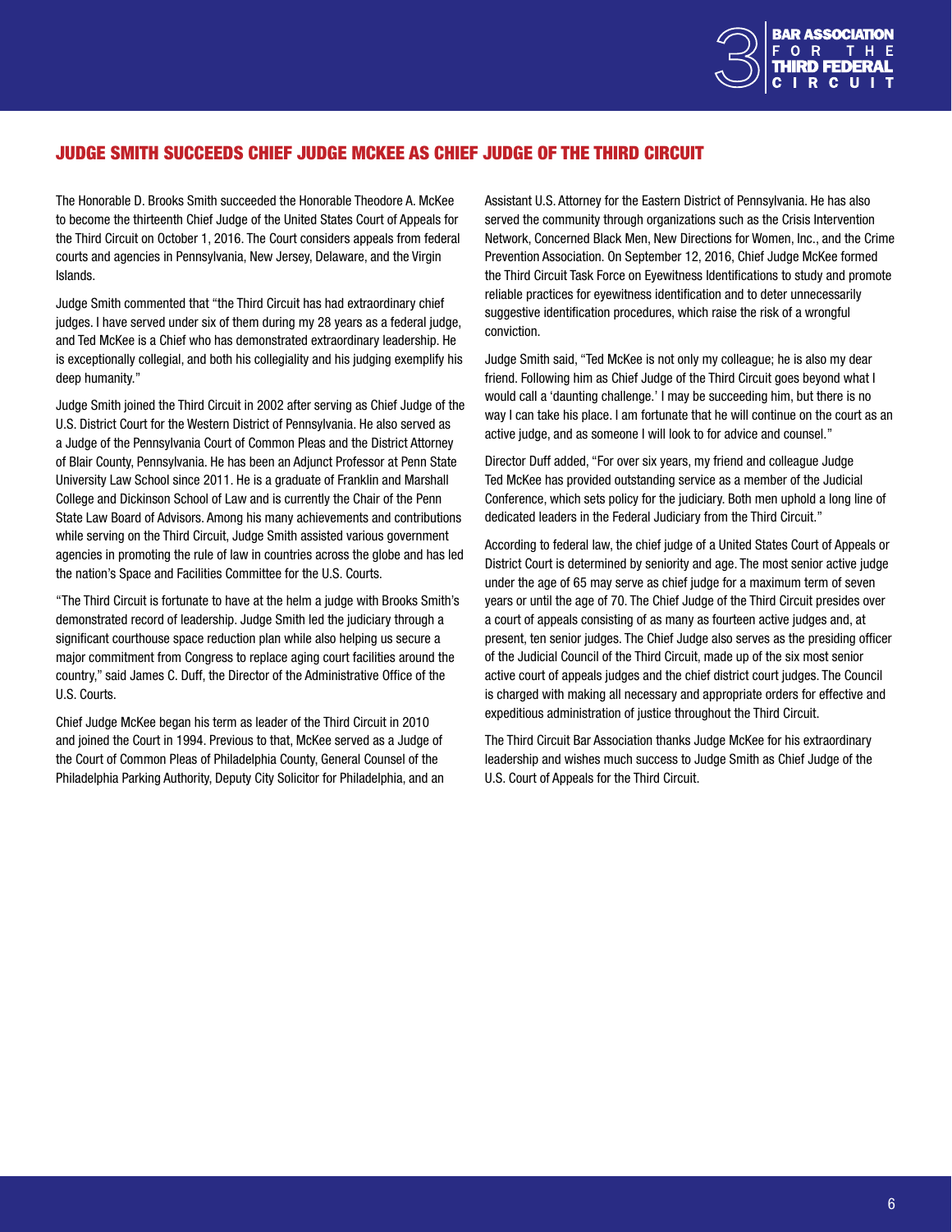## JUDGE SMITH SUCCEEDS CHIEF JUDGE MCKEE AS CHIEF JUDGE OF THE THIRD CIRCUIT

The Honorable D. Brooks Smith succeeded the Honorable Theodore A. McKee to become the thirteenth Chief Judge of the United States Court of Appeals for the Third Circuit on October 1, 2016. The Court considers appeals from federal courts and agencies in Pennsylvania, New Jersey, Delaware, and the Virgin Islands.

Judge Smith commented that "the Third Circuit has had extraordinary chief judges. I have served under six of them during my 28 years as a federal judge, and Ted McKee is a Chief who has demonstrated extraordinary leadership. He is exceptionally collegial, and both his collegiality and his judging exemplify his deep humanity."

Judge Smith joined the Third Circuit in 2002 after serving as Chief Judge of the U.S. District Court for the Western District of Pennsylvania. He also served as a Judge of the Pennsylvania Court of Common Pleas and the District Attorney of Blair County, Pennsylvania. He has been an Adjunct Professor at Penn State University Law School since 2011. He is a graduate of Franklin and Marshall College and Dickinson School of Law and is currently the Chair of the Penn State Law Board of Advisors. Among his many achievements and contributions while serving on the Third Circuit, Judge Smith assisted various government agencies in promoting the rule of law in countries across the globe and has led the nation's Space and Facilities Committee for the U.S. Courts.

"The Third Circuit is fortunate to have at the helm a judge with Brooks Smith's demonstrated record of leadership. Judge Smith led the judiciary through a significant courthouse space reduction plan while also helping us secure a major commitment from Congress to replace aging court facilities around the country," said James C. Duff, the Director of the Administrative Office of the U.S. Courts.

Chief Judge McKee began his term as leader of the Third Circuit in 2010 and joined the Court in 1994. Previous to that, McKee served as a Judge of the Court of Common Pleas of Philadelphia County, General Counsel of the Philadelphia Parking Authority, Deputy City Solicitor for Philadelphia, and an Assistant U.S. Attorney for the Eastern District of Pennsylvania. He has also served the community through organizations such as the Crisis Intervention Network, Concerned Black Men, New Directions for Women, Inc., and the Crime Prevention Association. On September 12, 2016, Chief Judge McKee formed the Third Circuit Task Force on Eyewitness Identifications to study and promote reliable practices for eyewitness identification and to deter unnecessarily suggestive identification procedures, which raise the risk of a wrongful conviction.

Judge Smith said, "Ted McKee is not only my colleague; he is also my dear friend. Following him as Chief Judge of the Third Circuit goes beyond what I would call a 'daunting challenge.' I may be succeeding him, but there is no way I can take his place. I am fortunate that he will continue on the court as an active judge, and as someone I will look to for advice and counsel."

Director Duff added, "For over six years, my friend and colleague Judge Ted McKee has provided outstanding service as a member of the Judicial Conference, which sets policy for the judiciary. Both men uphold a long line of dedicated leaders in the Federal Judiciary from the Third Circuit."

According to federal law, the chief judge of a United States Court of Appeals or District Court is determined by seniority and age. The most senior active judge under the age of 65 may serve as chief judge for a maximum term of seven years or until the age of 70. The Chief Judge of the Third Circuit presides over a court of appeals consisting of as many as fourteen active judges and, at present, ten senior judges. The Chief Judge also serves as the presiding officer of the Judicial Council of the Third Circuit, made up of the six most senior active court of appeals judges and the chief district court judges. The Council is charged with making all necessary and appropriate orders for effective and expeditious administration of justice throughout the Third Circuit.

The Third Circuit Bar Association thanks Judge McKee for his extraordinary leadership and wishes much success to Judge Smith as Chief Judge of the U.S. Court of Appeals for the Third Circuit.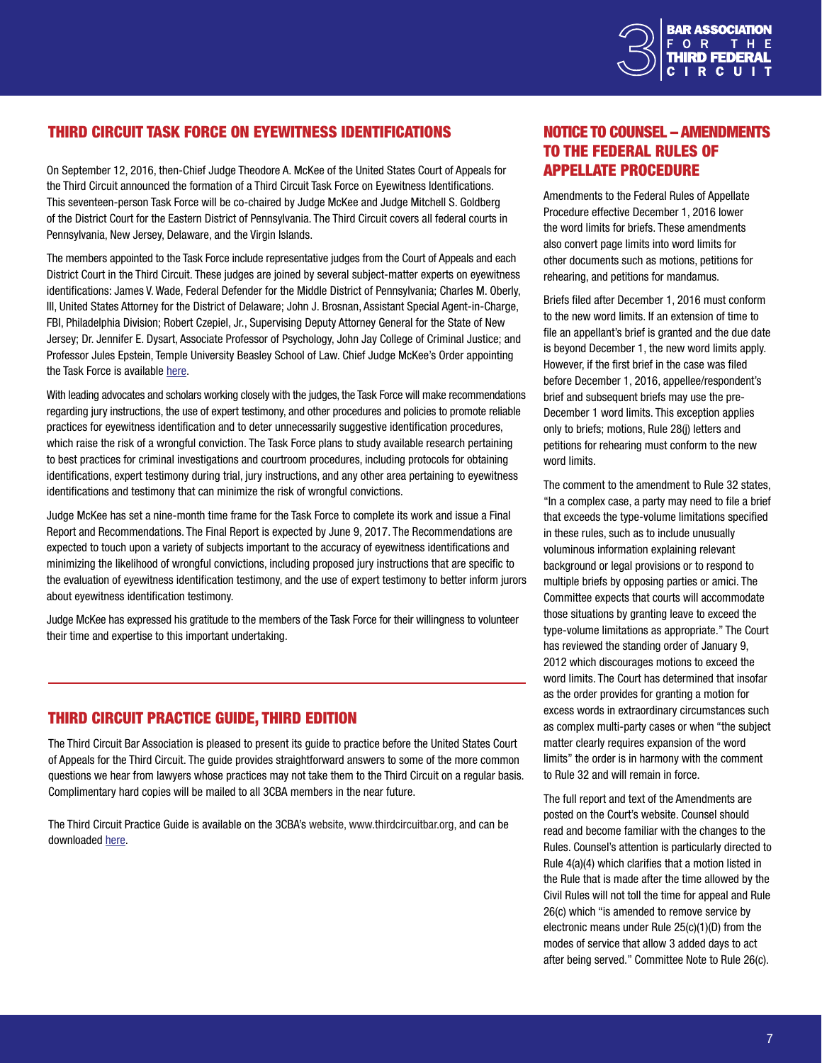## THIRD CIRCUIT TASK FORCE ON EYEWITNESS IDENTIFICATIONS

On September 12, 2016, then-Chief Judge Theodore A. McKee of the United States Court of Appeals for the Third Circuit announced the formation of a Third Circuit Task Force on Eyewitness Identifications. This seventeen-person Task Force will be co-chaired by Judge McKee and Judge Mitchell S. Goldberg of the District Court for the Eastern District of Pennsylvania. The Third Circuit covers all federal courts in Pennsylvania, New Jersey, Delaware, and the Virgin Islands.

The members appointed to the Task Force include representative judges from the Court of Appeals and each District Court in the Third Circuit. These judges are joined by several subject-matter experts on eyewitness identifications: James V. Wade, Federal Defender for the Middle District of Pennsylvania; Charles M. Oberly, III, United States Attorney for the District of Delaware; John J. Brosnan, Assistant Special Agent-in-Charge, FBI, Philadelphia Division; Robert Czepiel, Jr., Supervising Deputy Attorney General for the State of New Jersey; Dr. Jennifer E. Dysart, Associate Professor of Psychology, John Jay College of Criminal Justice; and Professor Jules Epstein, Temple University Beasley School of Law. Chief Judge McKee's Order appointing the Task Force is available here.

With leading advocates and scholars working closely with the judges, the Task Force will make recommendations regarding jury instructions, the use of expert testimony, and other procedures and policies to promote reliable practices for eyewitness identification and to deter unnecessarily suggestive identification procedures, which raise the risk of a wrongful conviction. The Task Force plans to study available research pertaining to best practices for criminal investigations and courtroom procedures, including protocols for obtaining identifications, expert testimony during trial, jury instructions, and any other area pertaining to eyewitness identifications and testimony that can minimize the risk of wrongful convictions.

Judge McKee has set a nine-month time frame for the Task Force to complete its work and issue a Final Report and Recommendations. The Final Report is expected by June 9, 2017. The Recommendations are expected to touch upon a variety of subjects important to the accuracy of eyewitness identifications and minimizing the likelihood of wrongful convictions, including proposed jury instructions that are specific to the evaluation of eyewitness identification testimony, and the use of expert testimony to better inform jurors about eyewitness identification testimony.

Judge McKee has expressed his gratitude to the members of the Task Force for their willingness to volunteer their time and expertise to this important undertaking.

## THIRD CIRCUIT PRACTICE GUIDE, THIRD EDITION

The Third Circuit Bar Association is pleased to present its guide to practice before the United States Court of Appeals for the Third Circuit. The guide provides straightforward answers to some of the more common questions we hear from lawyers whose practices may not take them to the Third Circuit on a regular basis. Complimentary hard copies will be mailed to all 3CBA members in the near future.

The Third Circuit Practice Guide is available on the 3CBA's website, www.thirdcircuitbar.org, and can be downloaded here.

## NOTICE TO COUNSEL – AMENDMENTS TO THE FEDERAL RULES OF APPELLATE PROCEDURE

Amendments to the Federal Rules of Appellate Procedure effective December 1, 2016 lower the word limits for briefs. These amendments also convert page limits into word limits for other documents such as motions, petitions for rehearing, and petitions for mandamus.

Briefs filed after December 1, 2016 must conform to the new word limits. If an extension of time to file an appellant's brief is granted and the due date is beyond December 1, the new word limits apply. However, if the first brief in the case was filed before December 1, 2016, appellee/respondent's brief and subsequent briefs may use the pre-December 1 word limits. This exception applies only to briefs; motions, Rule 28(j) letters and petitions for rehearing must conform to the new word limits.

The comment to the amendment to Rule 32 states, "In a complex case, a party may need to file a brief that exceeds the type-volume limitations specified in these rules, such as to include unusually voluminous information explaining relevant background or legal provisions or to respond to multiple briefs by opposing parties or amici. The Committee expects that courts will accommodate those situations by granting leave to exceed the type-volume limitations as appropriate." The Court has reviewed the standing order of January 9, 2012 which discourages motions to exceed the word limits. The Court has determined that insofar as the order provides for granting a motion for excess words in extraordinary circumstances such as complex multi-party cases or when "the subject matter clearly requires expansion of the word limits" the order is in harmony with the comment to Rule 32 and will remain in force.

The full report and text of the Amendments are posted on the Court's website. Counsel should read and become familiar with the changes to the Rules. Counsel's attention is particularly directed to Rule 4(a)(4) which clarifies that a motion listed in the Rule that is made after the time allowed by the Civil Rules will not toll the time for appeal and Rule 26(c) which "is amended to remove service by electronic means under Rule 25(c)(1)(D) from the modes of service that allow 3 added days to act after being served." Committee Note to Rule 26(c).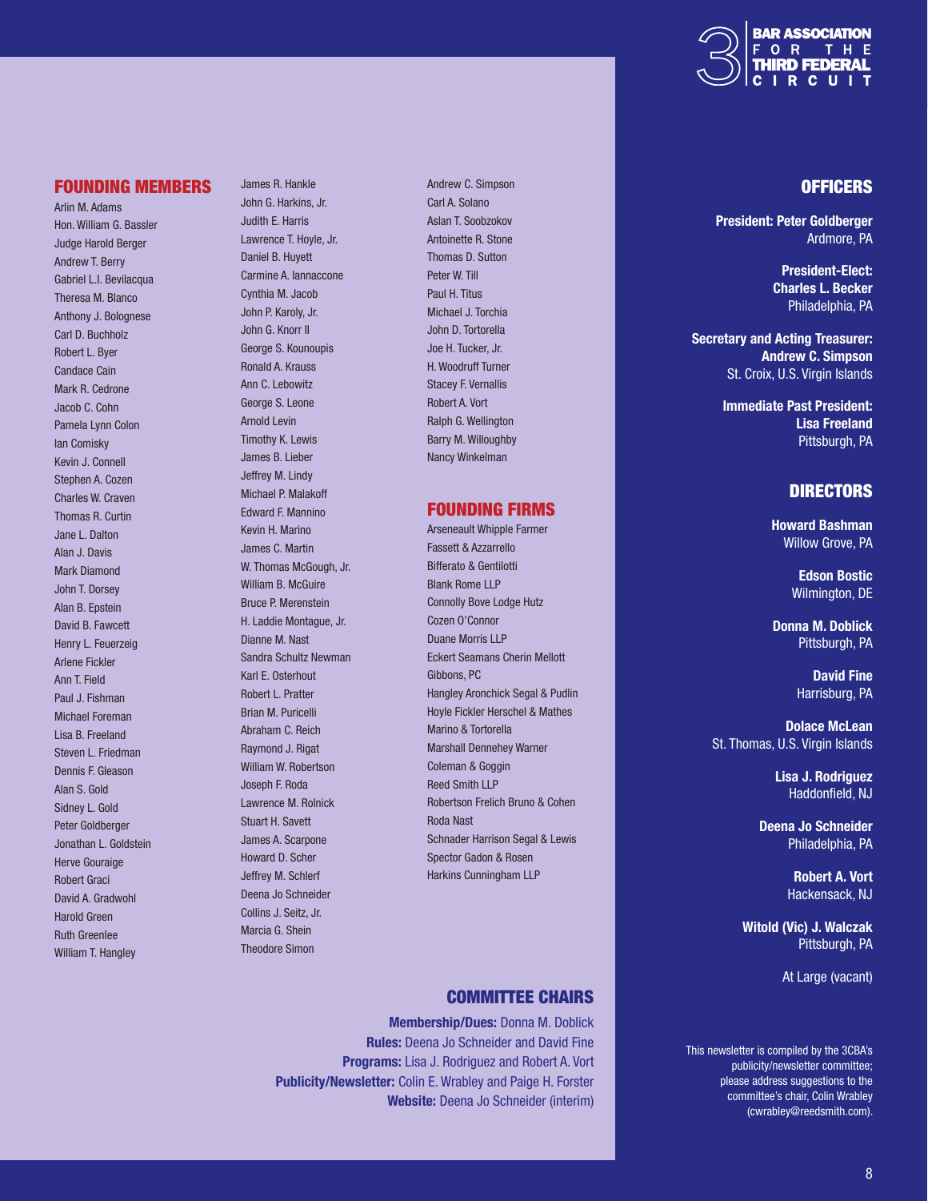BAR ASSOCIATION FOR THE THIRD FEDERAL CIRCUIT

## FOUNDING MEMBERS

Arlin M. Adams
Hon. William G. Bassler
Judge Harold Berger
Andrew T. Berry
Gabriel L.I. Bevilacqua
Theresa M. Blanco
Anthony J. Bolognese
Carl D. Buchholz
Robert L. Byer
Candace Cain
Mark R. Cedrone
Jacob C. Cohn
Pamela Lynn Colon
Ian Comisky
Kevin J. Connell
Stephen A. Cozen
Charles W. Craven
Thomas R. Curtin
Jane L. Dalton
Alan J. Davis
Mark Diamond
John T. Dorsey
Alan B. Epstein
David B. Fawcett
Henry L. Feuerzeig
Arlene Fickler
Ann T. Field
Paul J. Fishman
Michael Foreman
Lisa B. Freeland
Steven L. Friedman
Dennis F. Gleason
Alan S. Gold
Sidney L. Gold
Peter Goldberger
Jonathan L. Goldstein
Herve Gouraige
Robert Graci
David A. Gradwohl
Harold Green
Ruth Greenlee
William T. Hangley
James R. Hankle
John G. Harkins, Jr.
Judith E. Harris
Lawrence T. Hoyle, Jr.
Daniel B. Huyett
Carmine A. Iannaccone
Cynthia M. Jacob
John P. Karoly, Jr.
John G. Knorr II
George S. Kounoupis
Ronald A. Krauss
Ann C. Lebowitz
George S. Leone
Arnold Levin
Timothy K. Lewis
James B. Lieber
Jeffrey M. Lindy
Michael P. Malakoff
Edward F. Mannino
Kevin H. Marino
James C. Martin
W. Thomas McGough, Jr.
William B. McGuire
Bruce P. Merenstein
H. Laddie Montague, Jr.
Dianne M. Nast
Sandra Schultz Newman
Karl E. Osterhout
Robert L. Pratter
Brian M. Puricelli
Abraham C. Reich
Raymond J. Rigat
William W. Robertson
Joseph F. Roda
Lawrence M. Rolnick
Stuart H. Savett
James A. Scarpone
Howard D. Scher
Jeffrey M. Schlerf
Deena Jo Schneider
Collins J. Seitz, Jr.
Marcia G. Shein
Theodore Simon
Andrew C. Simpson
Carl A. Solano
Aslan T. Soobzokov
Antoinette R. Stone
Thomas D. Sutton
Peter W. Till
Paul H. Titus
Michael J. Torchia
John D. Tortorella
Joe H. Tucker, Jr.
H. Woodruff Turner
Stacey F. Vernallis
Robert A. Vort
Ralph G. Wellington
Barry M. Willoughby
Nancy Winkelman

## FOUNDING FIRMS

Arseneault Whipple Farmer
Fassett & Azzarrello
Bifferato & Gentilotti
Blank Rome LLP
Connolly Bove Lodge Hutz
Cozen O'Connor
Duane Morris LLP
Eckert Seamans Cherin Mellott
Gibbons, PC
Hangley Aronchick Segal & Pudlin
Hoyle Fickler Herschel & Mathes
Marino & Tortorella
Marshall Dennehey Warner Coleman & Goggin
Reed Smith LLP
Robertson Frelich Bruno & Cohen
Roda Nast
Schnader Harrison Segal & Lewis
Spector Gadon & Rosen
Harkins Cunningham LLP

## COMMITTEE CHAIRS

**Membership/Dues:** Donna M. Doblick
**Rules:** Deena Jo Schneider and David Fine
**Programs:** Lisa J. Rodriguez and Robert A. Vort
**Publicity/Newsletter:** Colin E. Wrabley and Paige H. Forster
**Website:** Deena Jo Schneider (interim)

## OFFICERS

**President: Peter Goldberger**
Ardmore, PA

**President-Elect: Charles L. Becker**
Philadelphia, PA

**Secretary and Acting Treasurer: Andrew C. Simpson**
St. Croix, U.S. Virgin Islands

**Immediate Past President: Lisa Freeland**
Pittsburgh, PA

## DIRECTORS

**Howard Bashman**
Willow Grove, PA

**Edson Bostic**
Wilmington, DE

**Donna M. Doblick**
Pittsburgh, PA

**David Fine**
Harrisburg, PA

**Dolace McLean**
St. Thomas, U.S. Virgin Islands

**Lisa J. Rodriguez**
Haddonfield, NJ

**Deena Jo Schneider**
Philadelphia, PA

**Robert A. Vort**
Hackensack, NJ

**Witold (Vic) J. Walczak**
Pittsburgh, PA

At Large (vacant)

This newsletter is compiled by the 3CBA's publicity/newsletter committee; please address suggestions to the committee's chair, Colin Wrabley (cwrabley@reedsmith.com).